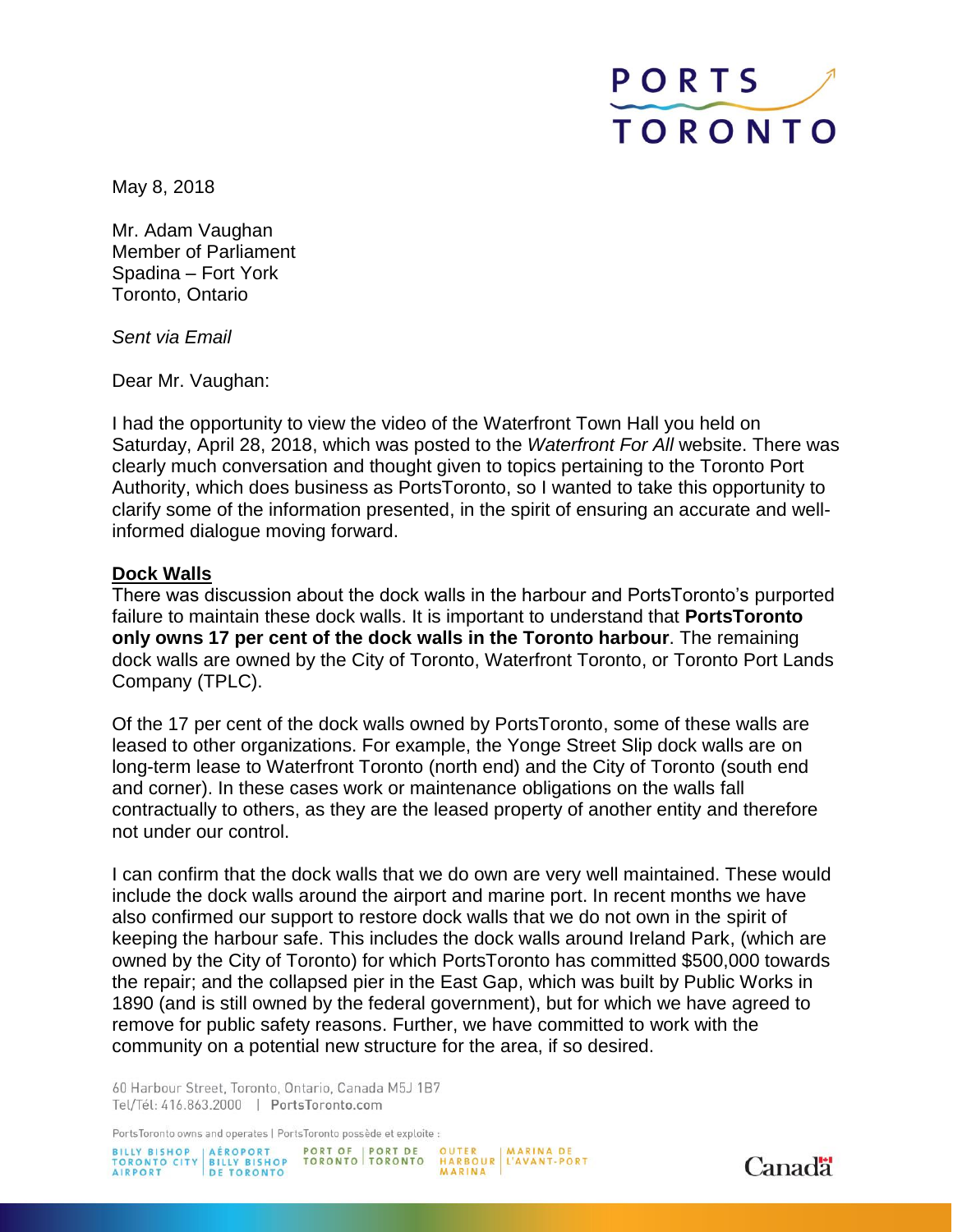May 8, 2018

Mr. Adam Vaughan
Member of Parliament
Spadina – Fort York
Toronto, Ontario

*Sent via Email*

Dear Mr. Vaughan:

I had the opportunity to view the video of the Waterfront Town Hall you held on Saturday, April 28, 2018, which was posted to the *Waterfront For All* website. There was clearly much conversation and thought given to topics pertaining to the Toronto Port Authority, which does business as PortsToronto, so I wanted to take this opportunity to clarify some of the information presented, in the spirit of ensuring an accurate and well-informed dialogue moving forward.

**Dock Walls**

There was discussion about the dock walls in the harbour and PortsToronto's purported failure to maintain these dock walls. It is important to understand that **PortsToronto only owns 17 per cent of the dock walls in the Toronto harbour**. The remaining dock walls are owned by the City of Toronto, Waterfront Toronto, or Toronto Port Lands Company (TPLC).

Of the 17 per cent of the dock walls owned by PortsToronto, some of these walls are leased to other organizations. For example, the Yonge Street Slip dock walls are on long-term lease to Waterfront Toronto (north end) and the City of Toronto (south end and corner). In these cases work or maintenance obligations on the walls fall contractually to others, as they are the leased property of another entity and therefore not under our control.

I can confirm that the dock walls that we do own are very well maintained. These would include the dock walls around the airport and marine port. In recent months we have also confirmed our support to restore dock walls that we do not own in the spirit of keeping the harbour safe. This includes the dock walls around Ireland Park, (which are owned by the City of Toronto) for which PortsToronto has committed $500,000 towards the repair; and the collapsed pier in the East Gap, which was built by Public Works in 1890 (and is still owned by the federal government), but for which we have agreed to remove for public safety reasons. Further, we have committed to work with the community on a potential new structure for the area, if so desired.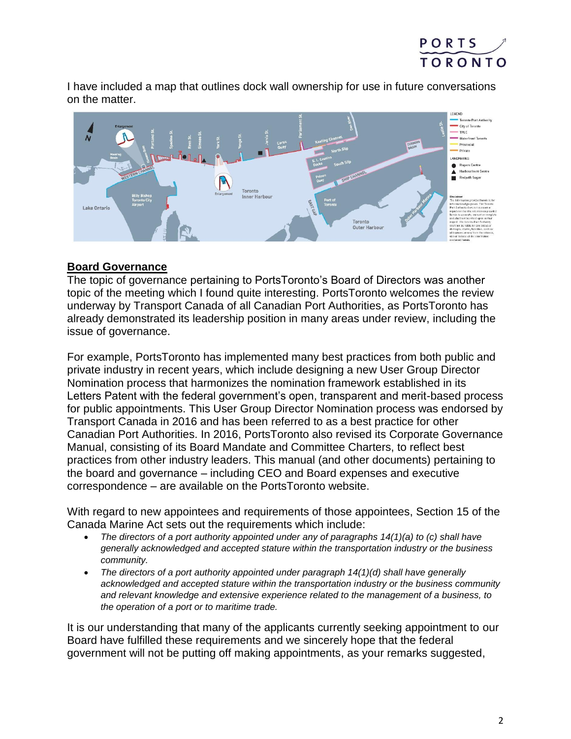I have included a map that outlines dock wall ownership for use in future conversations on the matter.

## Board Governance

The topic of governance pertaining to PortsToronto's Board of Directors was another topic of the meeting which I found quite interesting. PortsToronto welcomes the review underway by Transport Canada of all Canadian Port Authorities, as PortsToronto has already demonstrated its leadership position in many areas under review, including the issue of governance.

For example, PortsToronto has implemented many best practices from both public and private industry in recent years, which include designing a new User Group Director Nomination process that harmonizes the nomination framework established in its Letters Patent with the federal government's open, transparent and merit-based process for public appointments. This User Group Director Nomination process was endorsed by Transport Canada in 2016 and has been referred to as a best practice for other Canadian Port Authorities. In 2016, PortsToronto also revised its Corporate Governance Manual, consisting of its Board Mandate and Committee Charters, to reflect best practices from other industry leaders. This manual (and other documents) pertaining to the board and governance – including CEO and Board expenses and executive correspondence – are available on the PortsToronto website.

With regard to new appointees and requirements of those appointees, Section 15 of the Canada Marine Act sets out the requirements which include:

- *The directors of a port authority appointed under any of paragraphs 14(1)(a) to (c) shall have generally acknowledged and accepted stature within the transportation industry or the business community.*
- *The directors of a port authority appointed under paragraph 14(1)(d) shall have generally acknowledged and accepted stature within the transportation industry or the business community and relevant knowledge and extensive experience related to the management of a business, to the operation of a port or to maritime trade.*

It is our understanding that many of the applicants currently seeking appointment to our Board have fulfilled these requirements and we sincerely hope that the federal government will not be putting off making appointments, as your remarks suggested,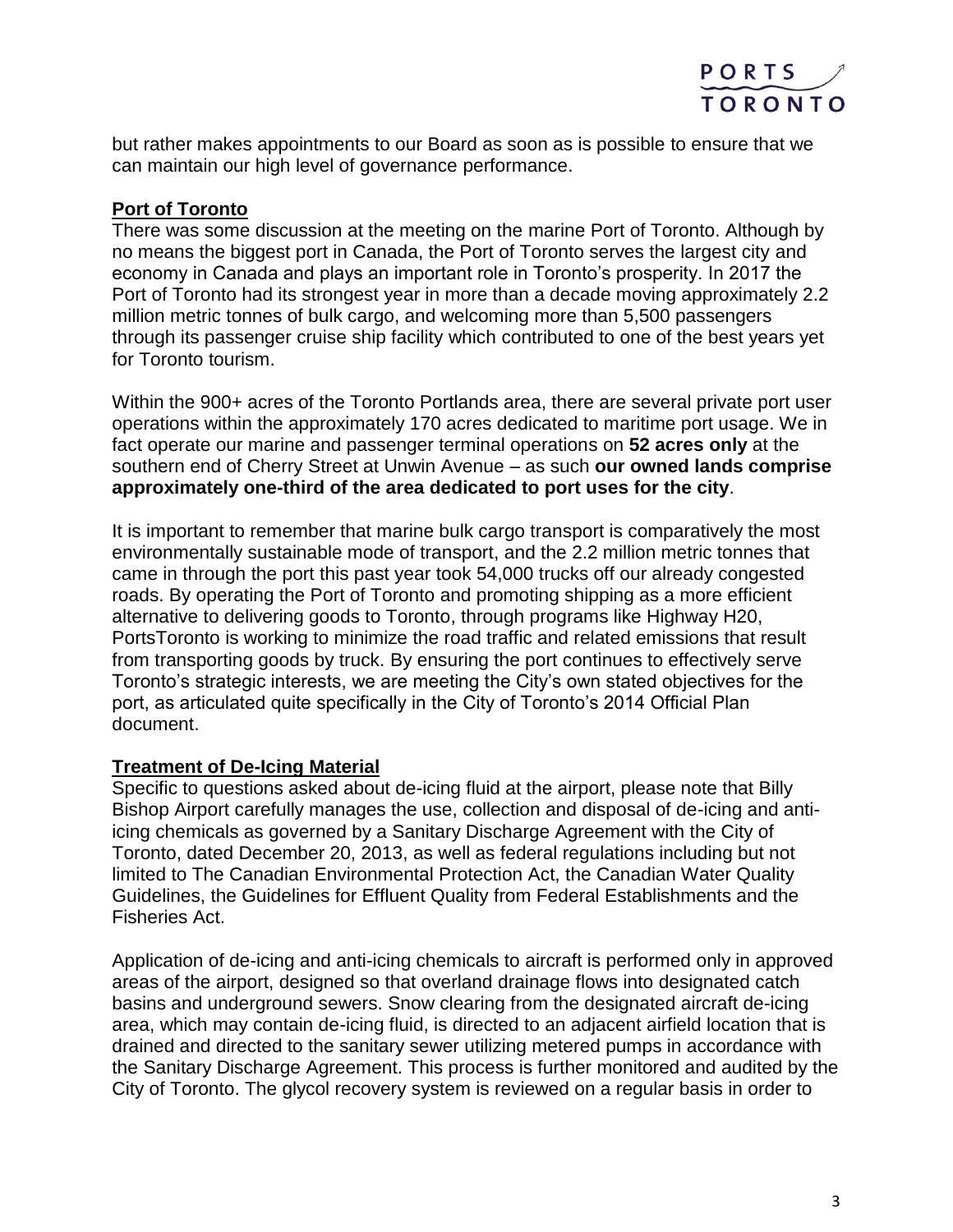but rather makes appointments to our Board as soon as is possible to ensure that we can maintain our high level of governance performance.

## Port of Toronto

There was some discussion at the meeting on the marine Port of Toronto. Although by no means the biggest port in Canada, the Port of Toronto serves the largest city and economy in Canada and plays an important role in Toronto's prosperity. In 2017 the Port of Toronto had its strongest year in more than a decade moving approximately 2.2 million metric tonnes of bulk cargo, and welcoming more than 5,500 passengers through its passenger cruise ship facility which contributed to one of the best years yet for Toronto tourism.

Within the 900+ acres of the Toronto Portlands area, there are several private port user operations within the approximately 170 acres dedicated to maritime port usage. We in fact operate our marine and passenger terminal operations on **52 acres only** at the southern end of Cherry Street at Unwin Avenue – as such **our owned lands comprise approximately one-third of the area dedicated to port uses for the city**.

It is important to remember that marine bulk cargo transport is comparatively the most environmentally sustainable mode of transport, and the 2.2 million metric tonnes that came in through the port this past year took 54,000 trucks off our already congested roads. By operating the Port of Toronto and promoting shipping as a more efficient alternative to delivering goods to Toronto, through programs like Highway H20, PortsToronto is working to minimize the road traffic and related emissions that result from transporting goods by truck. By ensuring the port continues to effectively serve Toronto's strategic interests, we are meeting the City's own stated objectives for the port, as articulated quite specifically in the City of Toronto's 2014 Official Plan document.

## Treatment of De-Icing Material

Specific to questions asked about de-icing fluid at the airport, please note that Billy Bishop Airport carefully manages the use, collection and disposal of de-icing and anti-icing chemicals as governed by a Sanitary Discharge Agreement with the City of Toronto, dated December 20, 2013, as well as federal regulations including but not limited to The Canadian Environmental Protection Act, the Canadian Water Quality Guidelines, the Guidelines for Effluent Quality from Federal Establishments and the Fisheries Act.

Application of de-icing and anti-icing chemicals to aircraft is performed only in approved areas of the airport, designed so that overland drainage flows into designated catch basins and underground sewers. Snow clearing from the designated aircraft de-icing area, which may contain de-icing fluid, is directed to an adjacent airfield location that is drained and directed to the sanitary sewer utilizing metered pumps in accordance with the Sanitary Discharge Agreement. This process is further monitored and audited by the City of Toronto. The glycol recovery system is reviewed on a regular basis in order to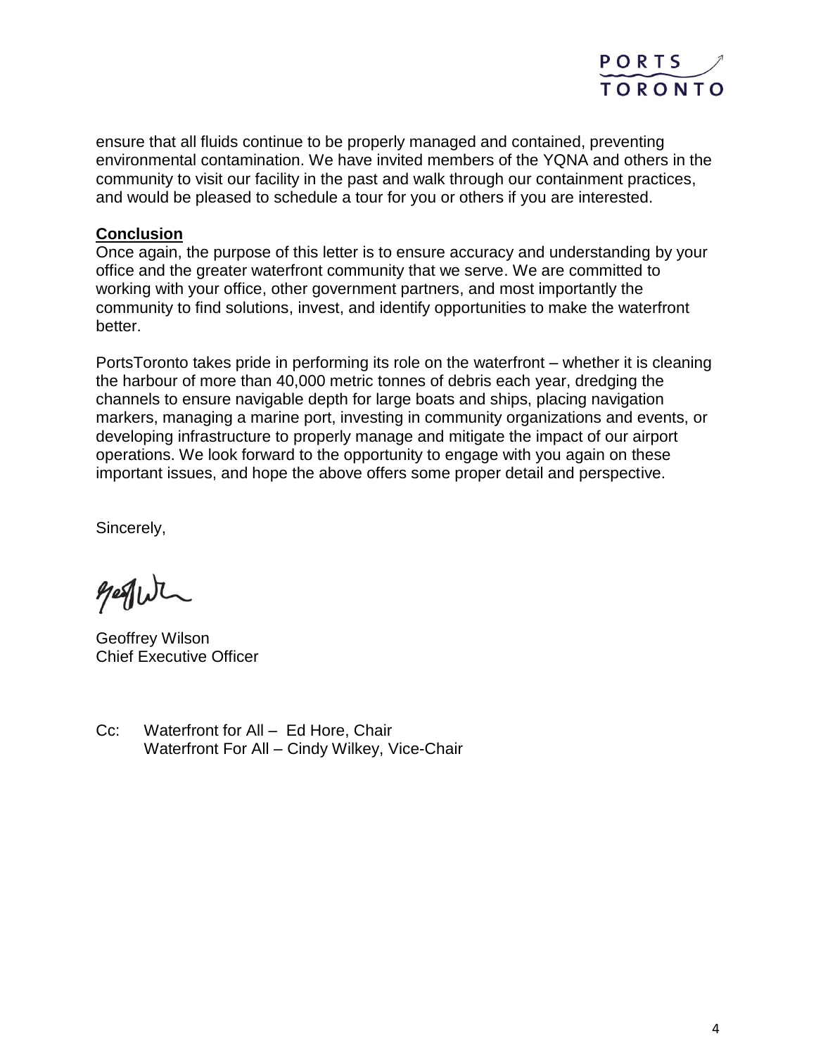ensure that all fluids continue to be properly managed and contained, preventing environmental contamination. We have invited members of the YQNA and others in the community to visit our facility in the past and walk through our containment practices, and would be pleased to schedule a tour for you or others if you are interested.

**Conclusion**

Once again, the purpose of this letter is to ensure accuracy and understanding by your office and the greater waterfront community that we serve. We are committed to working with your office, other government partners, and most importantly the community to find solutions, invest, and identify opportunities to make the waterfront better.

PortsToronto takes pride in performing its role on the waterfront – whether it is cleaning the harbour of more than 40,000 metric tonnes of debris each year, dredging the channels to ensure navigable depth for large boats and ships, placing navigation markers, managing a marine port, investing in community organizations and events, or developing infrastructure to properly manage and mitigate the impact of our airport operations. We look forward to the opportunity to engage with you again on these important issues, and hope the above offers some proper detail and perspective.

Sincerely,

Geoffrey Wilson
Chief Executive Officer

Cc: Waterfront for All – Ed Hore, Chair
Waterfront For All – Cindy Wilkey, Vice-Chair